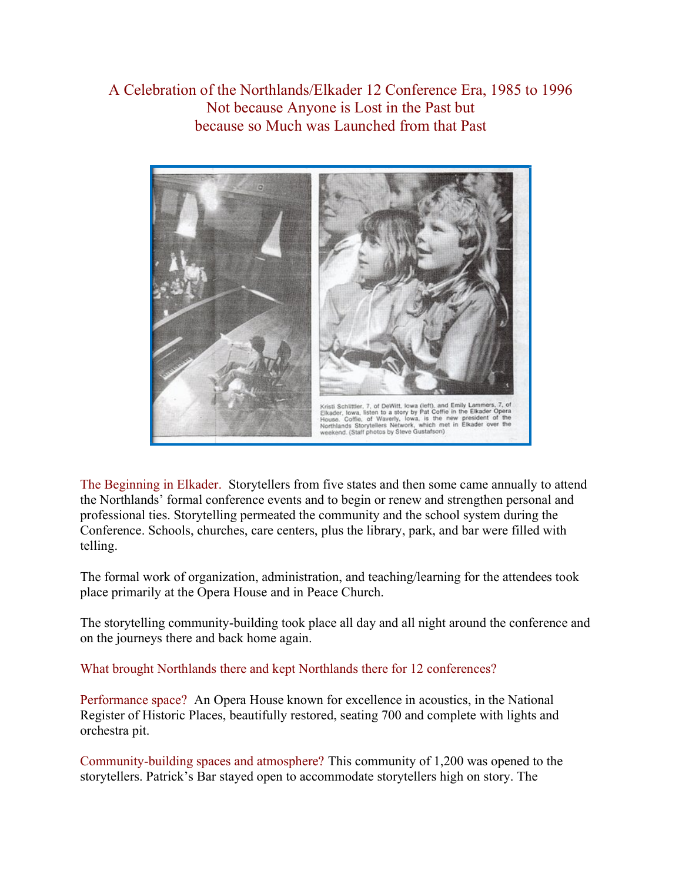# A Celebration of the Northlands/Elkader 12 Conference Era, 1985 to 1996
## Not because Anyone is Lost in the Past but because so Much was Launched from that Past

Kristi Schlittler, 7, of DeWitt, Iowa (left), and Emily Lammers, 7, of Elkader, Iowa, listen to a story by Pat Coffie in the Elkader Opera House. Coffie, of Waverly, Iowa, is the new president of the Northlands Storytellers Network, which met in Elkader over the weekend. (Staff photos by Steve Gustafson)

The Beginning in Elkader. Storytellers from five states and then some came annually to attend the Northlands' formal conference events and to begin or renew and strengthen personal and professional ties. Storytelling permeated the community and the school system during the Conference. Schools, churches, care centers, plus the library, park, and bar were filled with telling.

The formal work of organization, administration, and teaching/learning for the attendees took place primarily at the Opera House and in Peace Church.

The storytelling community-building took place all day and all night around the conference and on the journeys there and back home again.

What brought Northlands there and kept Northlands there for 12 conferences?

Performance space? An Opera House known for excellence in acoustics, in the National Register of Historic Places, beautifully restored, seating 700 and complete with lights and orchestra pit.

Community-building spaces and atmosphere? This community of 1,200 was opened to the storytellers. Patrick's Bar stayed open to accommodate storytellers high on story. The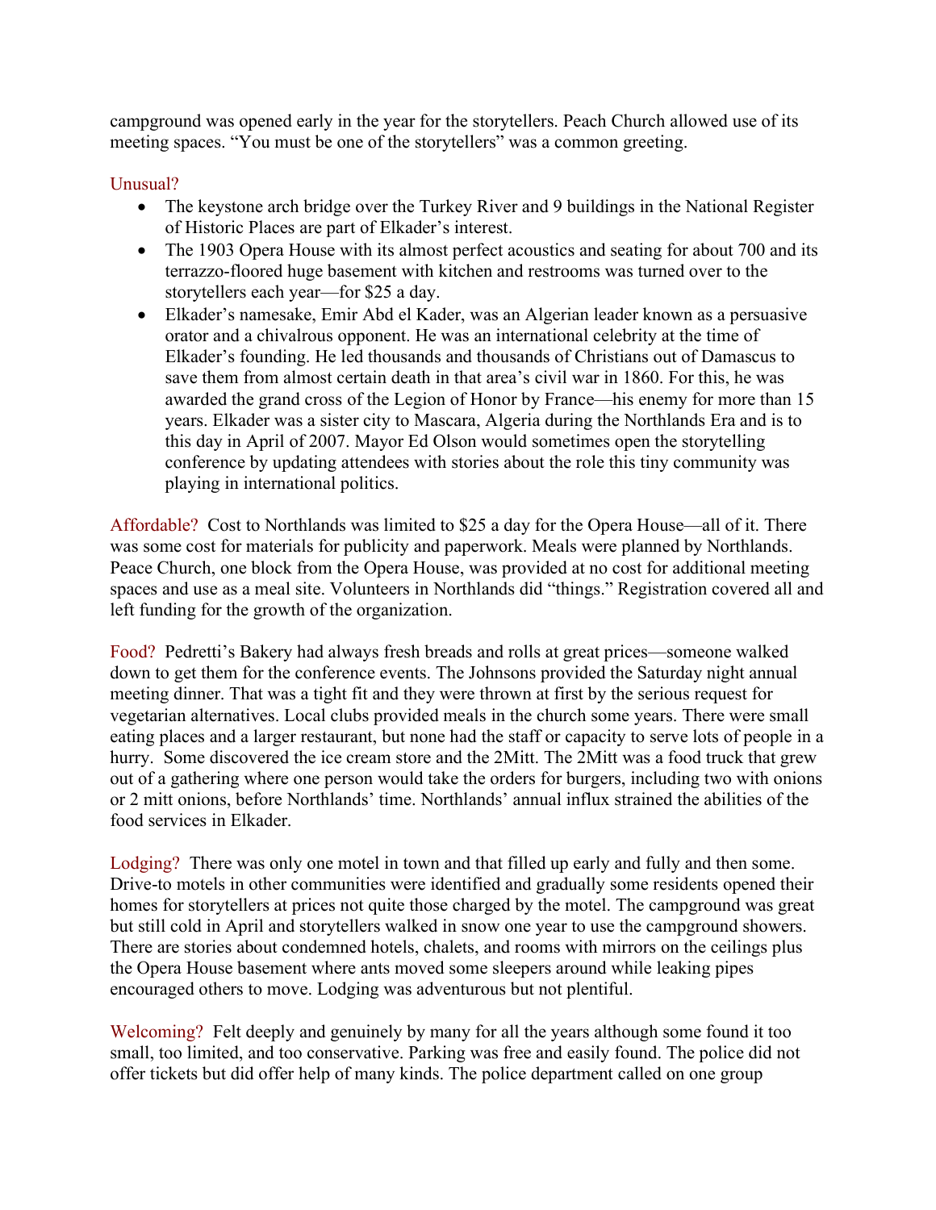campground was opened early in the year for the storytellers. Peach Church allowed use of its meeting spaces. "You must be one of the storytellers" was a common greeting.

Unusual?

- The keystone arch bridge over the Turkey River and 9 buildings in the National Register of Historic Places are part of Elkader's interest.
- The 1903 Opera House with its almost perfect acoustics and seating for about 700 and its terrazzo-floored huge basement with kitchen and restrooms was turned over to the storytellers each year—for $25 a day.
- Elkader's namesake, Emir Abd el Kader, was an Algerian leader known as a persuasive orator and a chivalrous opponent. He was an international celebrity at the time of Elkader's founding. He led thousands and thousands of Christians out of Damascus to save them from almost certain death in that area's civil war in 1860. For this, he was awarded the grand cross of the Legion of Honor by France—his enemy for more than 15 years. Elkader was a sister city to Mascara, Algeria during the Northlands Era and is to this day in April of 2007. Mayor Ed Olson would sometimes open the storytelling conference by updating attendees with stories about the role this tiny community was playing in international politics.

Affordable? Cost to Northlands was limited to $25 a day for the Opera House—all of it. There was some cost for materials for publicity and paperwork. Meals were planned by Northlands. Peace Church, one block from the Opera House, was provided at no cost for additional meeting spaces and use as a meal site. Volunteers in Northlands did "things." Registration covered all and left funding for the growth of the organization.

Food? Pedretti's Bakery had always fresh breads and rolls at great prices—someone walked down to get them for the conference events. The Johnsons provided the Saturday night annual meeting dinner. That was a tight fit and they were thrown at first by the serious request for vegetarian alternatives. Local clubs provided meals in the church some years. There were small eating places and a larger restaurant, but none had the staff or capacity to serve lots of people in a hurry. Some discovered the ice cream store and the 2Mitt. The 2Mitt was a food truck that grew out of a gathering where one person would take the orders for burgers, including two with onions or 2 mitt onions, before Northlands' time. Northlands' annual influx strained the abilities of the food services in Elkader.

Lodging? There was only one motel in town and that filled up early and fully and then some. Drive-to motels in other communities were identified and gradually some residents opened their homes for storytellers at prices not quite those charged by the motel. The campground was great but still cold in April and storytellers walked in snow one year to use the campground showers. There are stories about condemned hotels, chalets, and rooms with mirrors on the ceilings plus the Opera House basement where ants moved some sleepers around while leaking pipes encouraged others to move. Lodging was adventurous but not plentiful.

Welcoming? Felt deeply and genuinely by many for all the years although some found it too small, too limited, and too conservative. Parking was free and easily found. The police did not offer tickets but did offer help of many kinds. The police department called on one group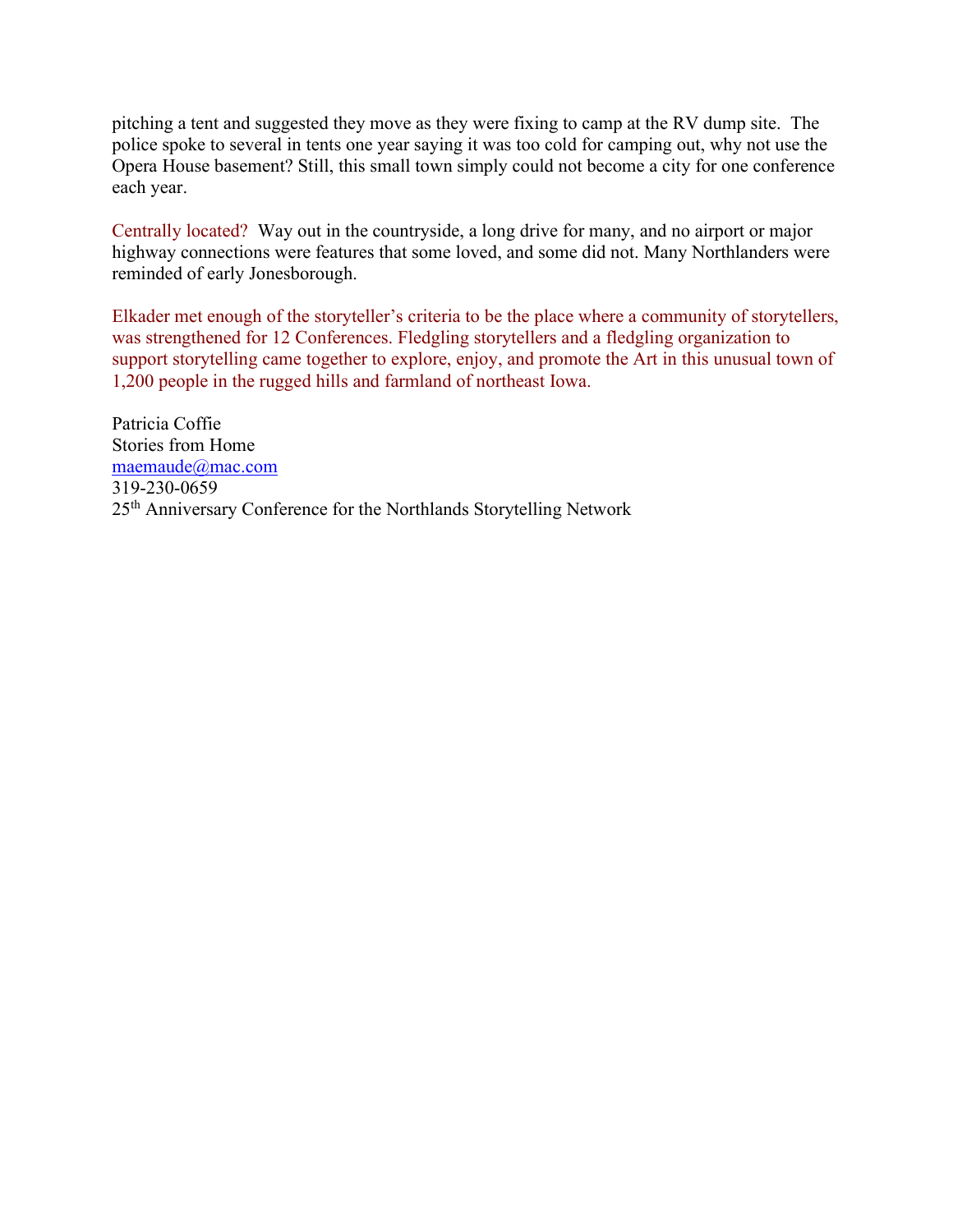pitching a tent and suggested they move as they were fixing to camp at the RV dump site. The police spoke to several in tents one year saying it was too cold for camping out, why not use the Opera House basement? Still, this small town simply could not become a city for one conference each year.

Centrally located? Way out in the countryside, a long drive for many, and no airport or major highway connections were features that some loved, and some did not. Many Northlanders were reminded of early Jonesborough.

Elkader met enough of the storyteller's criteria to be the place where a community of storytellers, was strengthened for 12 Conferences. Fledgling storytellers and a fledgling organization to support storytelling came together to explore, enjoy, and promote the Art in this unusual town of 1,200 people in the rugged hills and farmland of northeast Iowa.

Patricia Coffie
Stories from Home
maemaude@mac.com
319-230-0659
25th Anniversary Conference for the Northlands Storytelling Network